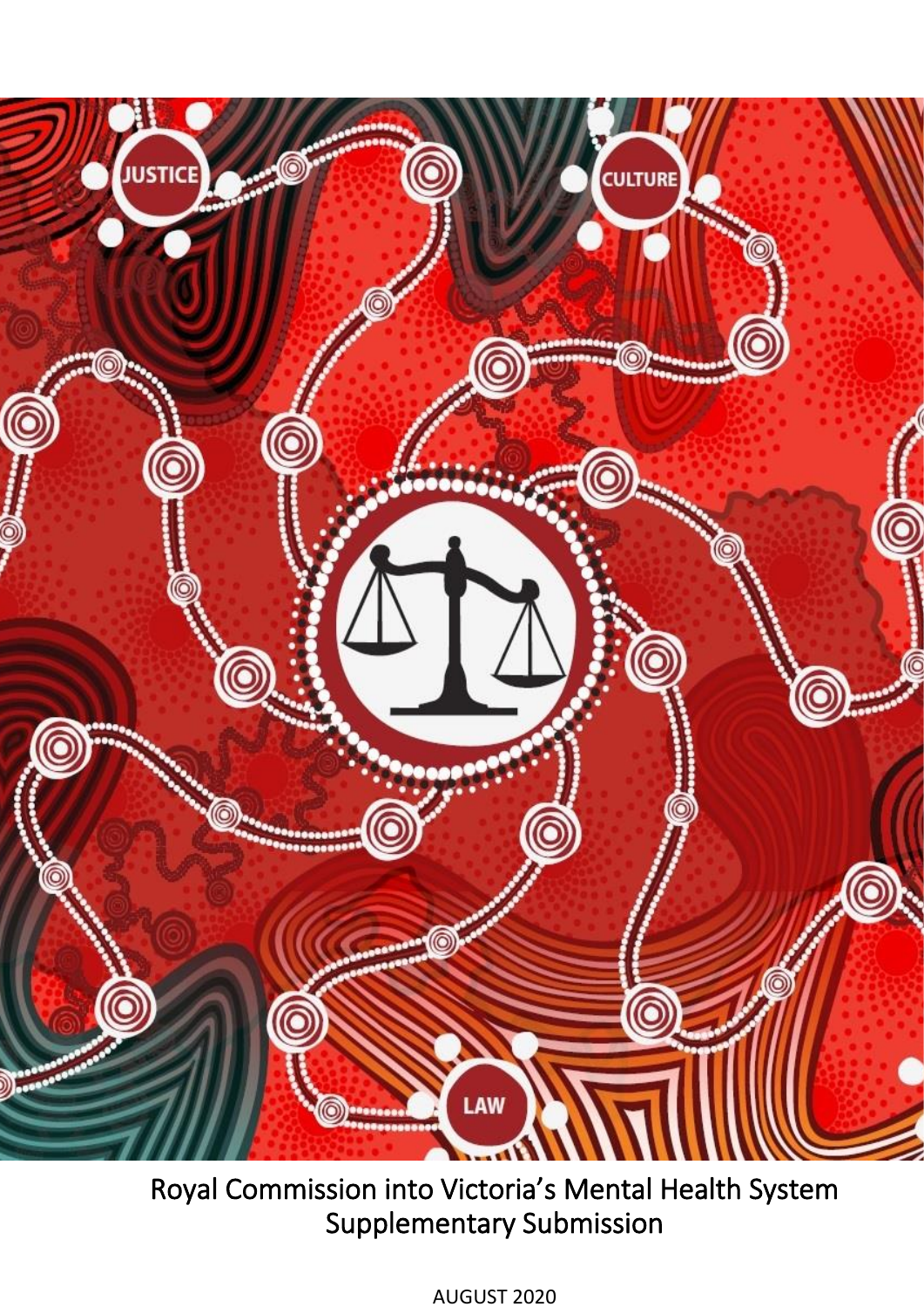JUSTICE

CULTURE

LAW

# Royal Commission into Victoria's Mental Health System Supplementary Submission

AUGUST 2020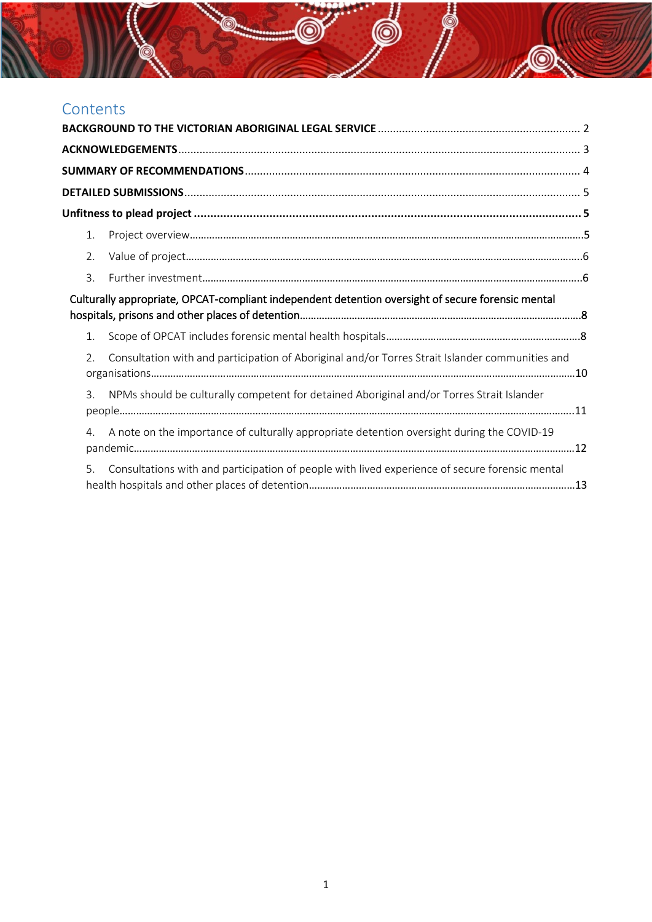# Contents

**BACKGROUND TO THE VICTORIAN ABORIGINAL LEGAL SERVICE** ........ 2

**ACKNOWLEDGEMENTS** ........ 3

**SUMMARY OF RECOMMENDATIONS** ........ 4

**DETAILED SUBMISSIONS** ........ 5

**Unfitness to plead project** ........ **5**

1. Project overview ........ 5
2. Value of project ........ 6
3. Further investment ........ 6

Culturally appropriate, OPCAT-compliant independent detention oversight of secure forensic mental hospitals, prisons and other places of detention ........ 8

1. Scope of OPCAT includes forensic mental health hospitals ........ 8
2. Consultation with and participation of Aboriginal and/or Torres Strait Islander communities and organisations ........ 10
3. NPMs should be culturally competent for detained Aboriginal and/or Torres Strait Islander people ........ 11
4. A note on the importance of culturally appropriate detention oversight during the COVID-19 pandemic ........ 12
5. Consultations with and participation of people with lived experience of secure forensic mental health hospitals and other places of detention ........ 13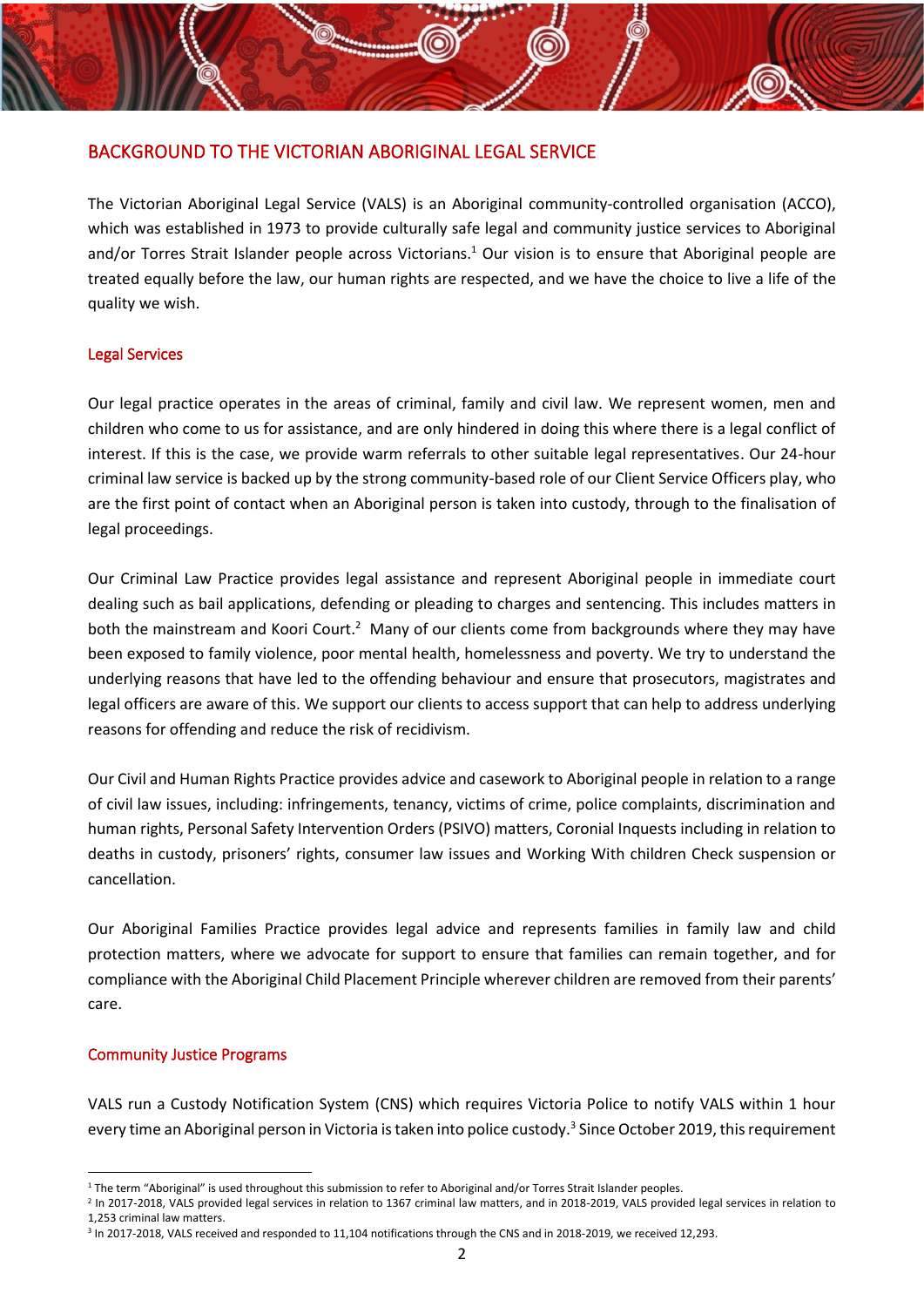## BACKGROUND TO THE VICTORIAN ABORIGINAL LEGAL SERVICE

The Victorian Aboriginal Legal Service (VALS) is an Aboriginal community-controlled organisation (ACCO), which was established in 1973 to provide culturally safe legal and community justice services to Aboriginal and/or Torres Strait Islander people across Victorians.[1] Our vision is to ensure that Aboriginal people are treated equally before the law, our human rights are respected, and we have the choice to live a life of the quality we wish.

### Legal Services

Our legal practice operates in the areas of criminal, family and civil law. We represent women, men and children who come to us for assistance, and are only hindered in doing this where there is a legal conflict of interest. If this is the case, we provide warm referrals to other suitable legal representatives. Our 24-hour criminal law service is backed up by the strong community-based role of our Client Service Officers play, who are the first point of contact when an Aboriginal person is taken into custody, through to the finalisation of legal proceedings.

Our Criminal Law Practice provides legal assistance and represent Aboriginal people in immediate court dealing such as bail applications, defending or pleading to charges and sentencing. This includes matters in both the mainstream and Koori Court.[2] Many of our clients come from backgrounds where they may have been exposed to family violence, poor mental health, homelessness and poverty. We try to understand the underlying reasons that have led to the offending behaviour and ensure that prosecutors, magistrates and legal officers are aware of this. We support our clients to access support that can help to address underlying reasons for offending and reduce the risk of recidivism.

Our Civil and Human Rights Practice provides advice and casework to Aboriginal people in relation to a range of civil law issues, including: infringements, tenancy, victims of crime, police complaints, discrimination and human rights, Personal Safety Intervention Orders (PSIVO) matters, Coronial Inquests including in relation to deaths in custody, prisoners' rights, consumer law issues and Working With children Check suspension or cancellation.

Our Aboriginal Families Practice provides legal advice and represents families in family law and child protection matters, where we advocate for support to ensure that families can remain together, and for compliance with the Aboriginal Child Placement Principle wherever children are removed from their parents' care.

### Community Justice Programs

VALS run a Custody Notification System (CNS) which requires Victoria Police to notify VALS within 1 hour every time an Aboriginal person in Victoria is taken into police custody.[3] Since October 2019, this requirement

---

[1] The term "Aboriginal" is used throughout this submission to refer to Aboriginal and/or Torres Strait Islander peoples.

[2] In 2017-2018, VALS provided legal services in relation to 1367 criminal law matters, and in 2018-2019, VALS provided legal services in relation to 1,253 criminal law matters.

[3] In 2017-2018, VALS received and responded to 11,104 notifications through the CNS and in 2018-2019, we received 12,293.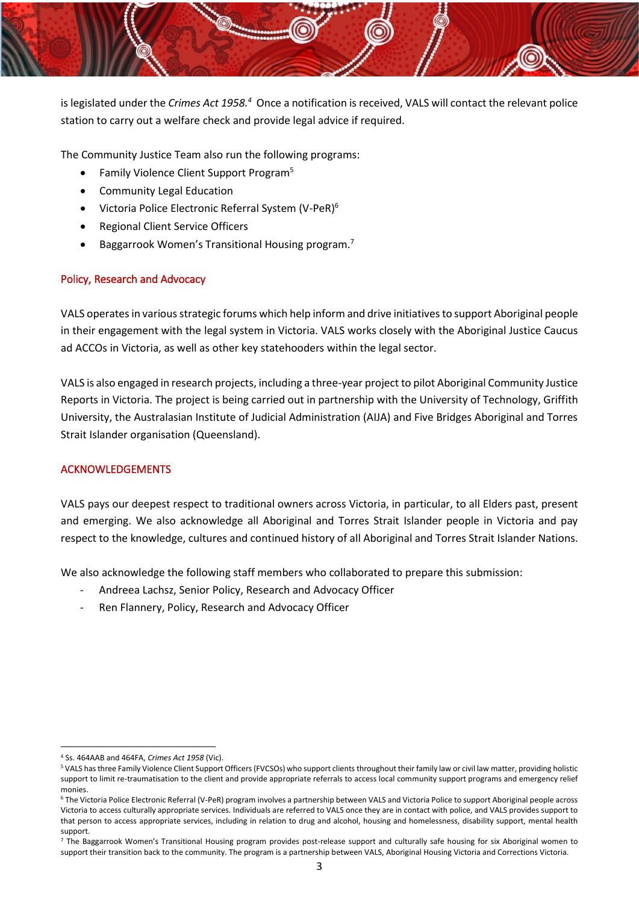is legislated under the *Crimes Act 1958.*[4] Once a notification is received, VALS will contact the relevant police station to carry out a welfare check and provide legal advice if required.

The Community Justice Team also run the following programs:

- Family Violence Client Support Program[5]
- Community Legal Education
- Victoria Police Electronic Referral System (V-PeR)[6]
- Regional Client Service Officers
- Baggarrook Women's Transitional Housing program.[7]

## Policy, Research and Advocacy

VALS operates in various strategic forums which help inform and drive initiatives to support Aboriginal people in their engagement with the legal system in Victoria. VALS works closely with the Aboriginal Justice Caucus ad ACCOs in Victoria, as well as other key statehooders within the legal sector.

VALS is also engaged in research projects, including a three-year project to pilot Aboriginal Community Justice Reports in Victoria. The project is being carried out in partnership with the University of Technology, Griffith University, the Australasian Institute of Judicial Administration (AIJA) and Five Bridges Aboriginal and Torres Strait Islander organisation (Queensland).

## ACKNOWLEDGEMENTS

VALS pays our deepest respect to traditional owners across Victoria, in particular, to all Elders past, present and emerging. We also acknowledge all Aboriginal and Torres Strait Islander people in Victoria and pay respect to the knowledge, cultures and continued history of all Aboriginal and Torres Strait Islander Nations.

We also acknowledge the following staff members who collaborated to prepare this submission:

- Andreea Lachsz, Senior Policy, Research and Advocacy Officer
- Ren Flannery, Policy, Research and Advocacy Officer

---

[4] Ss. 464AAB and 464FA, *Crimes Act 1958* (Vic).

[5] VALS has three Family Violence Client Support Officers (FVCSOs) who support clients throughout their family law or civil law matter, providing holistic support to limit re-traumatisation to the client and provide appropriate referrals to access local community support programs and emergency relief monies.

[6] The Victoria Police Electronic Referral (V-PeR) program involves a partnership between VALS and Victoria Police to support Aboriginal people across Victoria to access culturally appropriate services. Individuals are referred to VALS once they are in contact with police, and VALS provides support to that person to access appropriate services, including in relation to drug and alcohol, housing and homelessness, disability support, mental health support.

[7] The Baggarrook Women's Transitional Housing program provides post-release support and culturally safe housing for six Aboriginal women to support their transition back to the community. The program is a partnership between VALS, Aboriginal Housing Victoria and Corrections Victoria.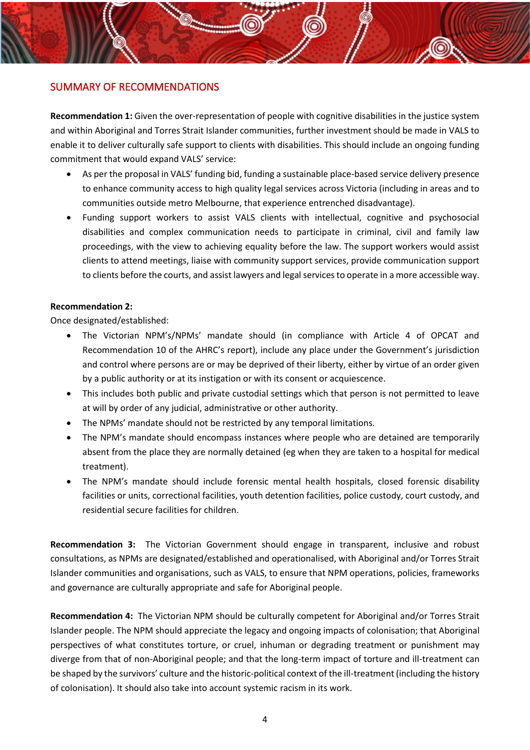## SUMMARY OF RECOMMENDATIONS

**Recommendation 1:** Given the over-representation of people with cognitive disabilities in the justice system and within Aboriginal and Torres Strait Islander communities, further investment should be made in VALS to enable it to deliver culturally safe support to clients with disabilities. This should include an ongoing funding commitment that would expand VALS' service:

- As per the proposal in VALS' funding bid, funding a sustainable place-based service delivery presence to enhance community access to high quality legal services across Victoria (including in areas and to communities outside metro Melbourne, that experience entrenched disadvantage).
- Funding support workers to assist VALS clients with intellectual, cognitive and psychosocial disabilities and complex communication needs to participate in criminal, civil and family law proceedings, with the view to achieving equality before the law. The support workers would assist clients to attend meetings, liaise with community support services, provide communication support to clients before the courts, and assist lawyers and legal services to operate in a more accessible way.

**Recommendation 2:**

Once designated/established:

- The Victorian NPM's/NPMs' mandate should (in compliance with Article 4 of OPCAT and Recommendation 10 of the AHRC's report), include any place under the Government's jurisdiction and control where persons are or may be deprived of their liberty, either by virtue of an order given by a public authority or at its instigation or with its consent or acquiescence.
- This includes both public and private custodial settings which that person is not permitted to leave at will by order of any judicial, administrative or other authority.
- The NPMs' mandate should not be restricted by any temporal limitations.
- The NPM's mandate should encompass instances where people who are detained are temporarily absent from the place they are normally detained (eg when they are taken to a hospital for medical treatment).
- The NPM's mandate should include forensic mental health hospitals, closed forensic disability facilities or units, correctional facilities, youth detention facilities, police custody, court custody, and residential secure facilities for children.

**Recommendation 3:** The Victorian Government should engage in transparent, inclusive and robust consultations, as NPMs are designated/established and operationalised, with Aboriginal and/or Torres Strait Islander communities and organisations, such as VALS, to ensure that NPM operations, policies, frameworks and governance are culturally appropriate and safe for Aboriginal people.

**Recommendation 4:** The Victorian NPM should be culturally competent for Aboriginal and/or Torres Strait Islander people. The NPM should appreciate the legacy and ongoing impacts of colonisation; that Aboriginal perspectives of what constitutes torture, or cruel, inhuman or degrading treatment or punishment may diverge from that of non-Aboriginal people; and that the long-term impact of torture and ill-treatment can be shaped by the survivors' culture and the historic-political context of the ill-treatment (including the history of colonisation). It should also take into account systemic racism in its work.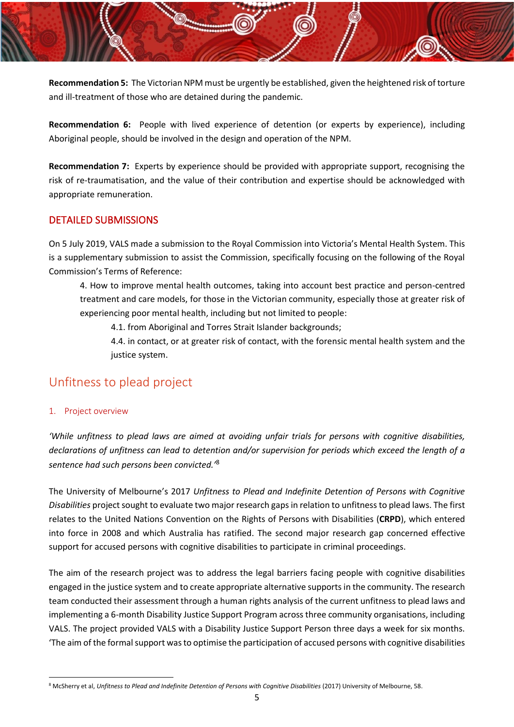**Recommendation 5:** The Victorian NPM must be urgently be established, given the heightened risk of torture and ill-treatment of those who are detained during the pandemic.

**Recommendation 6:** People with lived experience of detention (or experts by experience), including Aboriginal people, should be involved in the design and operation of the NPM.

**Recommendation 7:** Experts by experience should be provided with appropriate support, recognising the risk of re-traumatisation, and the value of their contribution and expertise should be acknowledged with appropriate remuneration.

## DETAILED SUBMISSIONS

On 5 July 2019, VALS made a submission to the Royal Commission into Victoria's Mental Health System. This is a supplementary submission to assist the Commission, specifically focusing on the following of the Royal Commission's Terms of Reference:

> 4. How to improve mental health outcomes, taking into account best practice and person-centred treatment and care models, for those in the Victorian community, especially those at greater risk of experiencing poor mental health, including but not limited to people:
>
> > 4.1. from Aboriginal and Torres Strait Islander backgrounds;
> >
> > 4.4. in contact, or at greater risk of contact, with the forensic mental health system and the justice system.

# Unfitness to plead project

### 1. Project overview

*'While unfitness to plead laws are aimed at avoiding unfair trials for persons with cognitive disabilities, declarations of unfitness can lead to detention and/or supervision for periods which exceed the length of a sentence had such persons been convicted.'*[8]

The University of Melbourne's 2017 *Unfitness to Plead and Indefinite Detention of Persons with Cognitive Disabilities* project sought to evaluate two major research gaps in relation to unfitness to plead laws. The first relates to the United Nations Convention on the Rights of Persons with Disabilities (**CRPD**), which entered into force in 2008 and which Australia has ratified. The second major research gap concerned effective support for accused persons with cognitive disabilities to participate in criminal proceedings.

The aim of the research project was to address the legal barriers facing people with cognitive disabilities engaged in the justice system and to create appropriate alternative supports in the community. The research team conducted their assessment through a human rights analysis of the current unfitness to plead laws and implementing a 6-month Disability Justice Support Program across three community organisations, including VALS. The project provided VALS with a Disability Justice Support Person three days a week for six months. 'The aim of the formal support was to optimise the participation of accused persons with cognitive disabilities

[8] McSherry et al, *Unfitness to Plead and Indefinite Detention of Persons with Cognitive Disabilities* (2017) University of Melbourne, 58.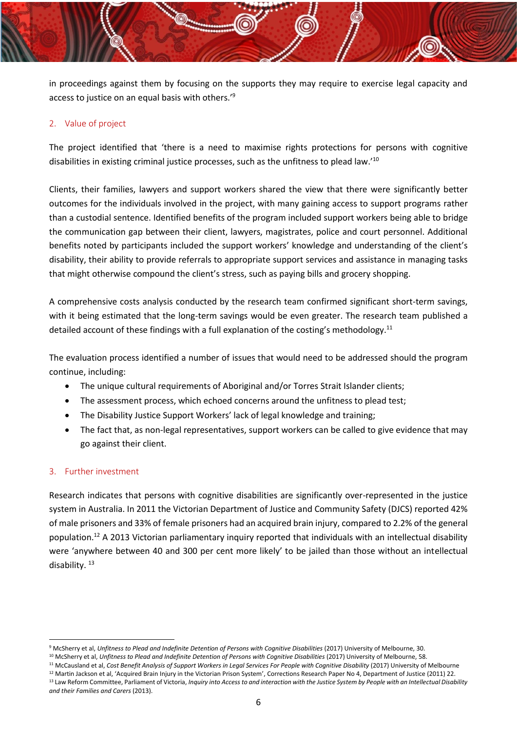in proceedings against them by focusing on the supports they may require to exercise legal capacity and access to justice on an equal basis with others.'[9]

## 2. Value of project

The project identified that 'there is a need to maximise rights protections for persons with cognitive disabilities in existing criminal justice processes, such as the unfitness to plead law.'[10]

Clients, their families, lawyers and support workers shared the view that there were significantly better outcomes for the individuals involved in the project, with many gaining access to support programs rather than a custodial sentence. Identified benefits of the program included support workers being able to bridge the communication gap between their client, lawyers, magistrates, police and court personnel. Additional benefits noted by participants included the support workers' knowledge and understanding of the client's disability, their ability to provide referrals to appropriate support services and assistance in managing tasks that might otherwise compound the client's stress, such as paying bills and grocery shopping.

A comprehensive costs analysis conducted by the research team confirmed significant short-term savings, with it being estimated that the long-term savings would be even greater. The research team published a detailed account of these findings with a full explanation of the costing's methodology.[11]

The evaluation process identified a number of issues that would need to be addressed should the program continue, including:

- The unique cultural requirements of Aboriginal and/or Torres Strait Islander clients;
- The assessment process, which echoed concerns around the unfitness to plead test;
- The Disability Justice Support Workers' lack of legal knowledge and training;
- The fact that, as non-legal representatives, support workers can be called to give evidence that may go against their client.

## 3. Further investment

Research indicates that persons with cognitive disabilities are significantly over-represented in the justice system in Australia. In 2011 the Victorian Department of Justice and Community Safety (DJCS) reported 42% of male prisoners and 33% of female prisoners had an acquired brain injury, compared to 2.2% of the general population.[12] A 2013 Victorian parliamentary inquiry reported that individuals with an intellectual disability were 'anywhere between 40 and 300 per cent more likely' to be jailed than those without an intellectual disability. [13]

---

[9] McSherry et al, *Unfitness to Plead and Indefinite Detention of Persons with Cognitive Disabilities* (2017) University of Melbourne, 30.

[10] McSherry et al, *Unfitness to Plead and Indefinite Detention of Persons with Cognitive Disabilities* (2017) University of Melbourne, 58.

[11] McCausland et al, *Cost Benefit Analysis of Support Workers in Legal Services For People with Cognitive Disability* (2017) University of Melbourne

[12] Martin Jackson et al, 'Acquired Brain Injury in the Victorian Prison System', Corrections Research Paper No 4, Department of Justice (2011) 22.

[13] Law Reform Committee, Parliament of Victoria, *Inquiry into Access to and interaction with the Justice System by People with an Intellectual Disability and their Families and Carers* (2013).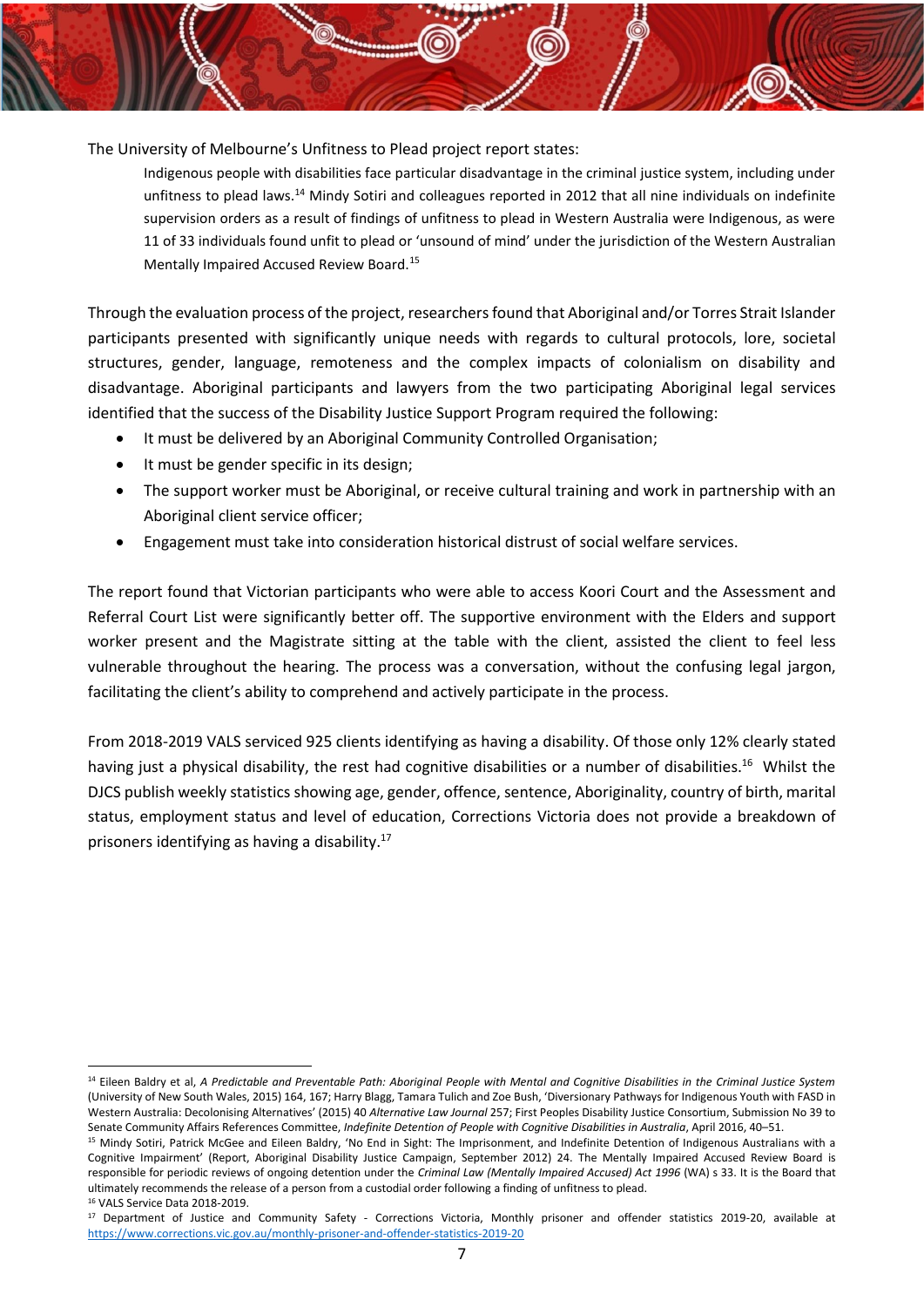The University of Melbourne's Unfitness to Plead project report states:

> Indigenous people with disabilities face particular disadvantage in the criminal justice system, including under unfitness to plead laws.[14] Mindy Sotiri and colleagues reported in 2012 that all nine individuals on indefinite supervision orders as a result of findings of unfitness to plead in Western Australia were Indigenous, as were 11 of 33 individuals found unfit to plead or 'unsound of mind' under the jurisdiction of the Western Australian Mentally Impaired Accused Review Board.[15]

Through the evaluation process of the project, researchers found that Aboriginal and/or Torres Strait Islander participants presented with significantly unique needs with regards to cultural protocols, lore, societal structures, gender, language, remoteness and the complex impacts of colonialism on disability and disadvantage. Aboriginal participants and lawyers from the two participating Aboriginal legal services identified that the success of the Disability Justice Support Program required the following:

- It must be delivered by an Aboriginal Community Controlled Organisation;
- It must be gender specific in its design;
- The support worker must be Aboriginal, or receive cultural training and work in partnership with an Aboriginal client service officer;
- Engagement must take into consideration historical distrust of social welfare services.

The report found that Victorian participants who were able to access Koori Court and the Assessment and Referral Court List were significantly better off. The supportive environment with the Elders and support worker present and the Magistrate sitting at the table with the client, assisted the client to feel less vulnerable throughout the hearing. The process was a conversation, without the confusing legal jargon, facilitating the client's ability to comprehend and actively participate in the process.

From 2018-2019 VALS serviced 925 clients identifying as having a disability. Of those only 12% clearly stated having just a physical disability, the rest had cognitive disabilities or a number of disabilities.[16] Whilst the DJCS publish weekly statistics showing age, gender, offence, sentence, Aboriginality, country of birth, marital status, employment status and level of education, Corrections Victoria does not provide a breakdown of prisoners identifying as having a disability.[17]

---

[14] Eileen Baldry et al, *A Predictable and Preventable Path: Aboriginal People with Mental and Cognitive Disabilities in the Criminal Justice System* (University of New South Wales, 2015) 164, 167; Harry Blagg, Tamara Tulich and Zoe Bush, 'Diversionary Pathways for Indigenous Youth with FASD in Western Australia: Decolonising Alternatives' (2015) 40 *Alternative Law Journal* 257; First Peoples Disability Justice Consortium, Submission No 39 to Senate Community Affairs References Committee, *Indefinite Detention of People with Cognitive Disabilities in Australia*, April 2016, 40–51.

[15] Mindy Sotiri, Patrick McGee and Eileen Baldry, 'No End in Sight: The Imprisonment, and Indefinite Detention of Indigenous Australians with a Cognitive Impairment' (Report, Aboriginal Disability Justice Campaign, September 2012) 24. The Mentally Impaired Accused Review Board is responsible for periodic reviews of ongoing detention under the *Criminal Law (Mentally Impaired Accused) Act 1996* (WA) s 33. It is the Board that ultimately recommends the release of a person from a custodial order following a finding of unfitness to plead.

[16] VALS Service Data 2018-2019.

[17] Department of Justice and Community Safety - Corrections Victoria, Monthly prisoner and offender statistics 2019-20, available at https://www.corrections.vic.gov.au/monthly-prisoner-and-offender-statistics-2019-20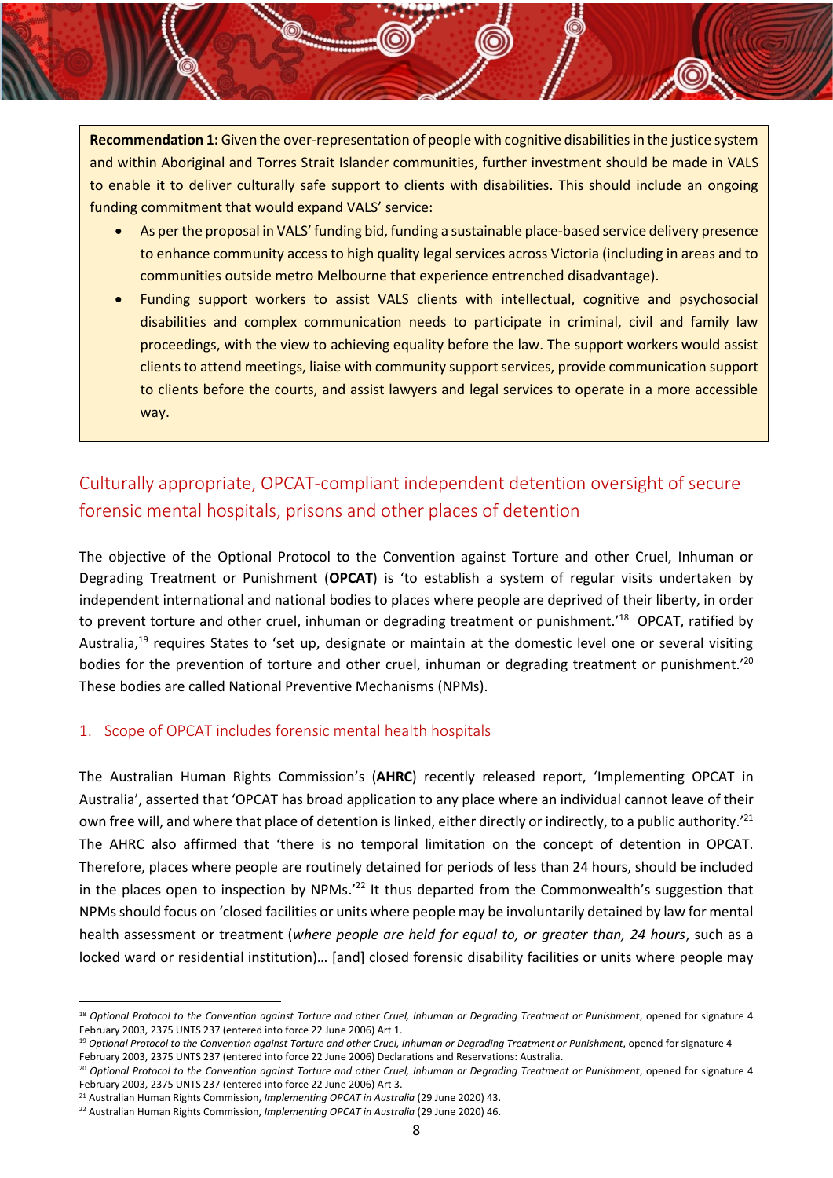**Recommendation 1:** Given the over-representation of people with cognitive disabilities in the justice system and within Aboriginal and Torres Strait Islander communities, further investment should be made in VALS to enable it to deliver culturally safe support to clients with disabilities. This should include an ongoing funding commitment that would expand VALS' service:

- As per the proposal in VALS' funding bid, funding a sustainable place-based service delivery presence to enhance community access to high quality legal services across Victoria (including in areas and to communities outside metro Melbourne that experience entrenched disadvantage).
- Funding support workers to assist VALS clients with intellectual, cognitive and psychosocial disabilities and complex communication needs to participate in criminal, civil and family law proceedings, with the view to achieving equality before the law. The support workers would assist clients to attend meetings, liaise with community support services, provide communication support to clients before the courts, and assist lawyers and legal services to operate in a more accessible way.

## Culturally appropriate, OPCAT-compliant independent detention oversight of secure forensic mental hospitals, prisons and other places of detention

The objective of the Optional Protocol to the Convention against Torture and other Cruel, Inhuman or Degrading Treatment or Punishment (**OPCAT**) is 'to establish a system of regular visits undertaken by independent international and national bodies to places where people are deprived of their liberty, in order to prevent torture and other cruel, inhuman or degrading treatment or punishment.'[18] OPCAT, ratified by Australia,[19] requires States to 'set up, designate or maintain at the domestic level one or several visiting bodies for the prevention of torture and other cruel, inhuman or degrading treatment or punishment.'[20] These bodies are called National Preventive Mechanisms (NPMs).

### 1. Scope of OPCAT includes forensic mental health hospitals

The Australian Human Rights Commission's (**AHRC**) recently released report, 'Implementing OPCAT in Australia', asserted that 'OPCAT has broad application to any place where an individual cannot leave of their own free will, and where that place of detention is linked, either directly or indirectly, to a public authority.'[21] The AHRC also affirmed that 'there is no temporal limitation on the concept of detention in OPCAT. Therefore, places where people are routinely detained for periods of less than 24 hours, should be included in the places open to inspection by NPMs.'[22] It thus departed from the Commonwealth's suggestion that NPMs should focus on 'closed facilities or units where people may be involuntarily detained by law for mental health assessment or treatment (*where people are held for equal to, or greater than, 24 hours*, such as a locked ward or residential institution)… [and] closed forensic disability facilities or units where people may

---

[18] *Optional Protocol to the Convention against Torture and other Cruel, Inhuman or Degrading Treatment or Punishment*, opened for signature 4 February 2003, 2375 UNTS 237 (entered into force 22 June 2006) Art 1.

[19] *Optional Protocol to the Convention against Torture and other Cruel, Inhuman or Degrading Treatment or Punishment*, opened for signature 4 February 2003, 2375 UNTS 237 (entered into force 22 June 2006) Declarations and Reservations: Australia.

[20] *Optional Protocol to the Convention against Torture and other Cruel, Inhuman or Degrading Treatment or Punishment*, opened for signature 4 February 2003, 2375 UNTS 237 (entered into force 22 June 2006) Art 3.

[21] Australian Human Rights Commission, *Implementing OPCAT in Australia* (29 June 2020) 43.

[22] Australian Human Rights Commission, *Implementing OPCAT in Australia* (29 June 2020) 46.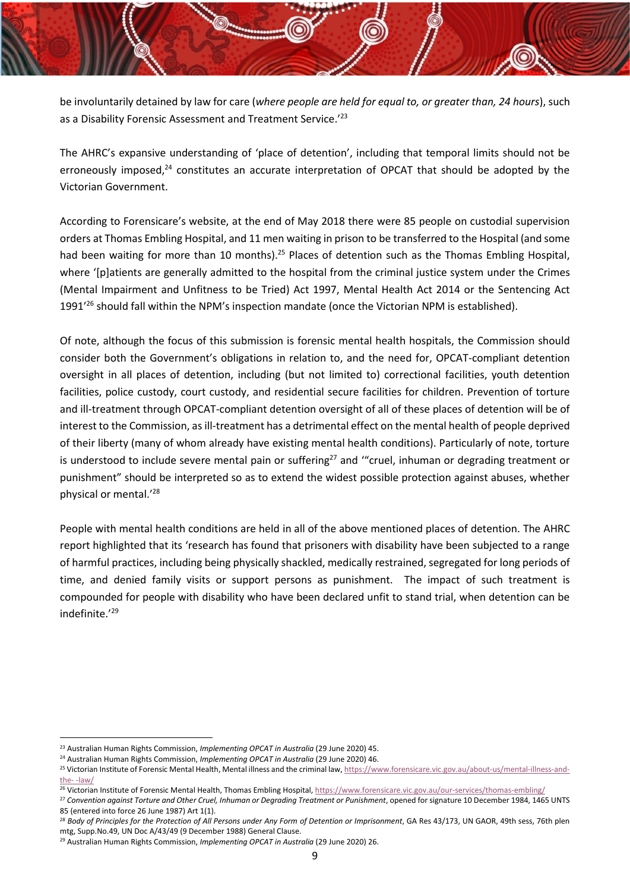be involuntarily detained by law for care (*where people are held for equal to, or greater than, 24 hours*), such as a Disability Forensic Assessment and Treatment Service.'[23]

The AHRC's expansive understanding of 'place of detention', including that temporal limits should not be erroneously imposed,[24] constitutes an accurate interpretation of OPCAT that should be adopted by the Victorian Government.

According to Forensicare's website, at the end of May 2018 there were 85 people on custodial supervision orders at Thomas Embling Hospital, and 11 men waiting in prison to be transferred to the Hospital (and some had been waiting for more than 10 months).[25] Places of detention such as the Thomas Embling Hospital, where '[p]atients are generally admitted to the hospital from the criminal justice system under the Crimes (Mental Impairment and Unfitness to be Tried) Act 1997, Mental Health Act 2014 or the Sentencing Act 1991'[26] should fall within the NPM's inspection mandate (once the Victorian NPM is established).

Of note, although the focus of this submission is forensic mental health hospitals, the Commission should consider both the Government's obligations in relation to, and the need for, OPCAT-compliant detention oversight in all places of detention, including (but not limited to) correctional facilities, youth detention facilities, police custody, court custody, and residential secure facilities for children. Prevention of torture and ill-treatment through OPCAT-compliant detention oversight of all of these places of detention will be of interest to the Commission, as ill-treatment has a detrimental effect on the mental health of people deprived of their liberty (many of whom already have existing mental health conditions). Particularly of note, torture is understood to include severe mental pain or suffering[27] and '"cruel, inhuman or degrading treatment or punishment" should be interpreted so as to extend the widest possible protection against abuses, whether physical or mental.'[28]

People with mental health conditions are held in all of the above mentioned places of detention. The AHRC report highlighted that its 'research has found that prisoners with disability have been subjected to a range of harmful practices, including being physically shackled, medically restrained, segregated for long periods of time, and denied family visits or support persons as punishment. The impact of such treatment is compounded for people with disability who have been declared unfit to stand trial, when detention can be indefinite.'[29]

---

[23] Australian Human Rights Commission, *Implementing OPCAT in Australia* (29 June 2020) 45.

[24] Australian Human Rights Commission, *Implementing OPCAT in Australia* (29 June 2020) 46.

[25] Victorian Institute of Forensic Mental Health, Mental illness and the criminal law, https://www.forensicare.vic.gov.au/about-us/mental-illness-and-the- -law/

[26] Victorian Institute of Forensic Mental Health, Thomas Embling Hospital, https://www.forensicare.vic.gov.au/our-services/thomas-embling/

[27] *Convention against Torture and Other Cruel, Inhuman or Degrading Treatment or Punishment*, opened for signature 10 December 1984, 1465 UNTS 85 (entered into force 26 June 1987) Art 1(1).

[28] *Body of Principles for the Protection of All Persons under Any Form of Detention or Imprisonment*, GA Res 43/173, UN GAOR, 49th sess, 76th plen mtg, Supp.No.49, UN Doc A/43/49 (9 December 1988) General Clause.

[29] Australian Human Rights Commission, *Implementing OPCAT in Australia* (29 June 2020) 26.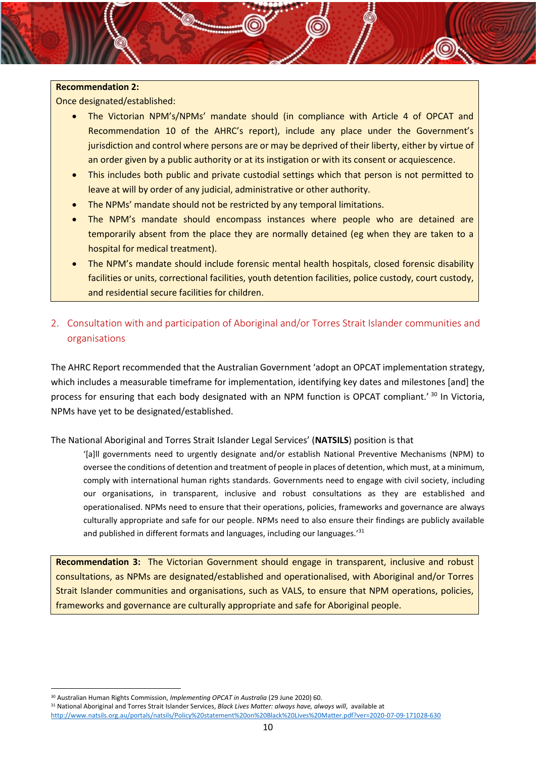**Recommendation 2:**

Once designated/established:

- The Victorian NPM's/NPMs' mandate should (in compliance with Article 4 of OPCAT and Recommendation 10 of the AHRC's report), include any place under the Government's jurisdiction and control where persons are or may be deprived of their liberty, either by virtue of an order given by a public authority or at its instigation or with its consent or acquiescence.
- This includes both public and private custodial settings which that person is not permitted to leave at will by order of any judicial, administrative or other authority.
- The NPMs' mandate should not be restricted by any temporal limitations.
- The NPM's mandate should encompass instances where people who are detained are temporarily absent from the place they are normally detained (eg when they are taken to a hospital for medical treatment).
- The NPM's mandate should include forensic mental health hospitals, closed forensic disability facilities or units, correctional facilities, youth detention facilities, police custody, court custody, and residential secure facilities for children.

## 2. Consultation with and participation of Aboriginal and/or Torres Strait Islander communities and organisations

The AHRC Report recommended that the Australian Government 'adopt an OPCAT implementation strategy, which includes a measurable timeframe for implementation, identifying key dates and milestones [and] the process for ensuring that each body designated with an NPM function is OPCAT compliant.' [30] In Victoria, NPMs have yet to be designated/established.

The National Aboriginal and Torres Strait Islander Legal Services' (**NATSILS**) position is that

> '[a]ll governments need to urgently designate and/or establish National Preventive Mechanisms (NPM) to oversee the conditions of detention and treatment of people in places of detention, which must, at a minimum, comply with international human rights standards. Governments need to engage with civil society, including our organisations, in transparent, inclusive and robust consultations as they are established and operationalised. NPMs need to ensure that their operations, policies, frameworks and governance are always culturally appropriate and safe for our people. NPMs need to also ensure their findings are publicly available and published in different formats and languages, including our languages.'[31]

**Recommendation 3:** The Victorian Government should engage in transparent, inclusive and robust consultations, as NPMs are designated/established and operationalised, with Aboriginal and/or Torres Strait Islander communities and organisations, such as VALS, to ensure that NPM operations, policies, frameworks and governance are culturally appropriate and safe for Aboriginal people.

---

[30] Australian Human Rights Commission, *Implementing OPCAT in Australia* (29 June 2020) 60.

[31] National Aboriginal and Torres Strait Islander Services, *Black Lives Matter: always have, always will*, available at http://www.natsils.org.au/portals/natsils/Policy%20statement%20on%20Black%20Lives%20Matter.pdf?ver=2020-07-09-171028-630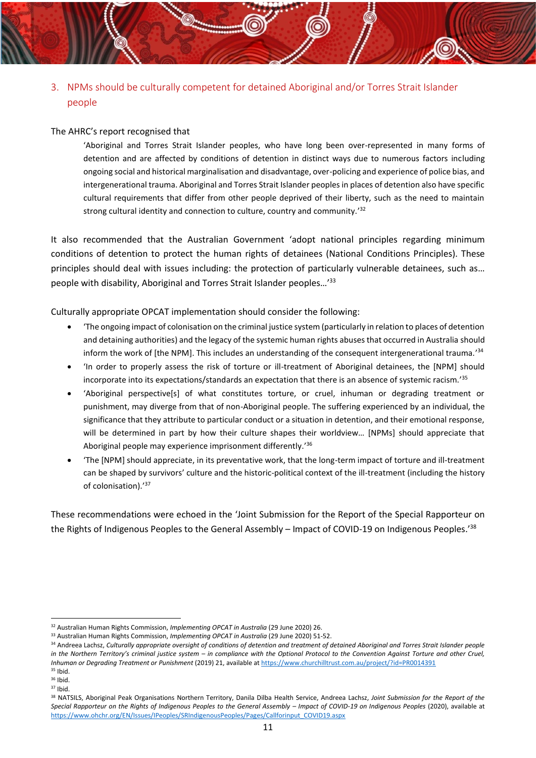## 3. NPMs should be culturally competent for detained Aboriginal and/or Torres Strait Islander people

The AHRC's report recognised that

> 'Aboriginal and Torres Strait Islander peoples, who have long been over-represented in many forms of detention and are affected by conditions of detention in distinct ways due to numerous factors including ongoing social and historical marginalisation and disadvantage, over-policing and experience of police bias, and intergenerational trauma. Aboriginal and Torres Strait Islander peoples in places of detention also have specific cultural requirements that differ from other people deprived of their liberty, such as the need to maintain strong cultural identity and connection to culture, country and community.'[32]

It also recommended that the Australian Government 'adopt national principles regarding minimum conditions of detention to protect the human rights of detainees (National Conditions Principles). These principles should deal with issues including: the protection of particularly vulnerable detainees, such as… people with disability, Aboriginal and Torres Strait Islander peoples…'[33]

Culturally appropriate OPCAT implementation should consider the following:

- 'The ongoing impact of colonisation on the criminal justice system (particularly in relation to places of detention and detaining authorities) and the legacy of the systemic human rights abuses that occurred in Australia should inform the work of [the NPM]. This includes an understanding of the consequent intergenerational trauma.'[34]
- 'In order to properly assess the risk of torture or ill-treatment of Aboriginal detainees, the [NPM] should incorporate into its expectations/standards an expectation that there is an absence of systemic racism.'[35]
- 'Aboriginal perspective[s] of what constitutes torture, or cruel, inhuman or degrading treatment or punishment, may diverge from that of non-Aboriginal people. The suffering experienced by an individual, the significance that they attribute to particular conduct or a situation in detention, and their emotional response, will be determined in part by how their culture shapes their worldview… [NPMs] should appreciate that Aboriginal people may experience imprisonment differently.'[36]
- 'The [NPM] should appreciate, in its preventative work, that the long-term impact of torture and ill-treatment can be shaped by survivors' culture and the historic-political context of the ill-treatment (including the history of colonisation).'[37]

These recommendations were echoed in the 'Joint Submission for the Report of the Special Rapporteur on the Rights of Indigenous Peoples to the General Assembly – Impact of COVID-19 on Indigenous Peoples.'[38]

---

[32] Australian Human Rights Commission, *Implementing OPCAT in Australia* (29 June 2020) 26.

[33] Australian Human Rights Commission, *Implementing OPCAT in Australia* (29 June 2020) 51-52.

[34] Andreea Lachsz, *Culturally appropriate oversight of conditions of detention and treatment of detained Aboriginal and Torres Strait Islander people in the Northern Territory's criminal justice system – in compliance with the Optional Protocol to the Convention Against Torture and other Cruel, Inhuman or Degrading Treatment or Punishment* (2019) 21, available at https://www.churchilltrust.com.au/project/?id=PR0014391

[35] Ibid.

[36] Ibid.

[37] Ibid.

[38] NATSILS, Aboriginal Peak Organisations Northern Territory, Danila Dilba Health Service, Andreea Lachsz, *Joint Submission for the Report of the Special Rapporteur on the Rights of Indigenous Peoples to the General Assembly – Impact of COVID-19 on Indigenous Peoples* (2020), available at https://www.ohchr.org/EN/Issues/IPeoples/SRIndigenousPeoples/Pages/Callforinput_COVID19.aspx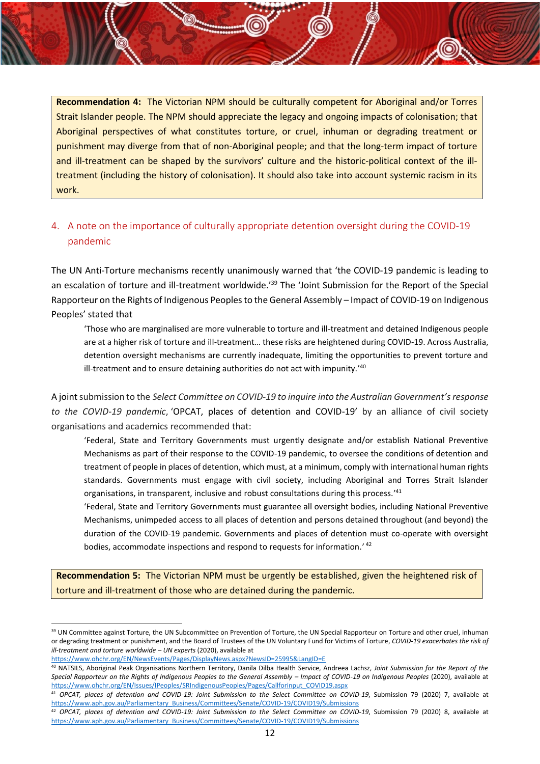**Recommendation 4:** The Victorian NPM should be culturally competent for Aboriginal and/or Torres Strait Islander people. The NPM should appreciate the legacy and ongoing impacts of colonisation; that Aboriginal perspectives of what constitutes torture, or cruel, inhuman or degrading treatment or punishment may diverge from that of non-Aboriginal people; and that the long-term impact of torture and ill-treatment can be shaped by the survivors' culture and the historic-political context of the ill-treatment (including the history of colonisation). It should also take into account systemic racism in its work.

## 4. A note on the importance of culturally appropriate detention oversight during the COVID-19 pandemic

The UN Anti-Torture mechanisms recently unanimously warned that 'the COVID-19 pandemic is leading to an escalation of torture and ill-treatment worldwide.'[39] The 'Joint Submission for the Report of the Special Rapporteur on the Rights of Indigenous Peoples to the General Assembly – Impact of COVID-19 on Indigenous Peoples' stated that

> 'Those who are marginalised are more vulnerable to torture and ill-treatment and detained Indigenous people are at a higher risk of torture and ill-treatment… these risks are heightened during COVID-19. Across Australia, detention oversight mechanisms are currently inadequate, limiting the opportunities to prevent torture and ill-treatment and to ensure detaining authorities do not act with impunity.'[40]

A joint submission to the *Select Committee on COVID-19 to inquire into the Australian Government's response to the COVID-19 pandemic*, 'OPCAT, places of detention and COVID-19' by an alliance of civil society organisations and academics recommended that:

> 'Federal, State and Territory Governments must urgently designate and/or establish National Preventive Mechanisms as part of their response to the COVID-19 pandemic, to oversee the conditions of detention and treatment of people in places of detention, which must, at a minimum, comply with international human rights standards. Governments must engage with civil society, including Aboriginal and Torres Strait Islander organisations, in transparent, inclusive and robust consultations during this process.'[41]
>
> 'Federal, State and Territory Governments must guarantee all oversight bodies, including National Preventive Mechanisms, unimpeded access to all places of detention and persons detained throughout (and beyond) the duration of the COVID-19 pandemic. Governments and places of detention must co-operate with oversight bodies, accommodate inspections and respond to requests for information.' [42]

**Recommendation 5:** The Victorian NPM must be urgently be established, given the heightened risk of torture and ill-treatment of those who are detained during the pandemic.

---

[39] UN Committee against Torture, the UN Subcommittee on Prevention of Torture, the UN Special Rapporteur on Torture and other cruel, inhuman or degrading treatment or punishment, and the Board of Trustees of the UN Voluntary Fund for Victims of Torture, *COVID-19 exacerbates the risk of ill-treatment and torture worldwide – UN experts* (2020), available at https://www.ohchr.org/EN/NewsEvents/Pages/DisplayNews.aspx?NewsID=25995&LangID=E

[40] NATSILS, Aboriginal Peak Organisations Northern Territory, Danila Dilba Health Service, Andreea Lachsz, *Joint Submission for the Report of the Special Rapporteur on the Rights of Indigenous Peoples to the General Assembly – Impact of COVID-19 on Indigenous Peoples* (2020), available at https://www.ohchr.org/EN/Issues/IPeoples/SRIndigenousPeoples/Pages/Callforinput_COVID19.aspx

[41] *OPCAT, places of detention and COVID-19: Joint Submission to the Select Committee on COVID-19*, Submission 79 (2020) 7, available at https://www.aph.gov.au/Parliamentary_Business/Committees/Senate/COVID-19/COVID19/Submissions

[42] *OPCAT, places of detention and COVID-19: Joint Submission to the Select Committee on COVID-19*, Submission 79 (2020) 8, available at https://www.aph.gov.au/Parliamentary_Business/Committees/Senate/COVID-19/COVID19/Submissions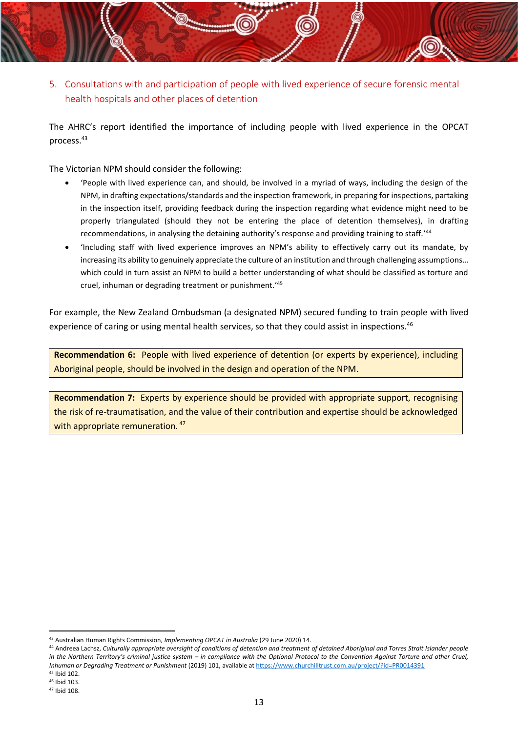## 5. Consultations with and participation of people with lived experience of secure forensic mental health hospitals and other places of detention

The AHRC's report identified the importance of including people with lived experience in the OPCAT process.[43]

The Victorian NPM should consider the following:

- 'People with lived experience can, and should, be involved in a myriad of ways, including the design of the NPM, in drafting expectations/standards and the inspection framework, in preparing for inspections, partaking in the inspection itself, providing feedback during the inspection regarding what evidence might need to be properly triangulated (should they not be entering the place of detention themselves), in drafting recommendations, in analysing the detaining authority's response and providing training to staff.'[44]
- 'Including staff with lived experience improves an NPM's ability to effectively carry out its mandate, by increasing its ability to genuinely appreciate the culture of an institution and through challenging assumptions… which could in turn assist an NPM to build a better understanding of what should be classified as torture and cruel, inhuman or degrading treatment or punishment.'[45]

For example, the New Zealand Ombudsman (a designated NPM) secured funding to train people with lived experience of caring or using mental health services, so that they could assist in inspections.[46]

**Recommendation 6:** People with lived experience of detention (or experts by experience), including Aboriginal people, should be involved in the design and operation of the NPM.

**Recommendation 7:** Experts by experience should be provided with appropriate support, recognising the risk of re-traumatisation, and the value of their contribution and expertise should be acknowledged with appropriate remuneration.[47]

---

[43] Australian Human Rights Commission, *Implementing OPCAT in Australia* (29 June 2020) 14.

[44] Andreea Lachsz, *Culturally appropriate oversight of conditions of detention and treatment of detained Aboriginal and Torres Strait Islander people in the Northern Territory's criminal justice system – in compliance with the Optional Protocol to the Convention Against Torture and other Cruel, Inhuman or Degrading Treatment or Punishment* (2019) 101, available at https://www.churchilltrust.com.au/project/?id=PR0014391

[45] Ibid 102.

[46] Ibid 103.

[47] Ibid 108.